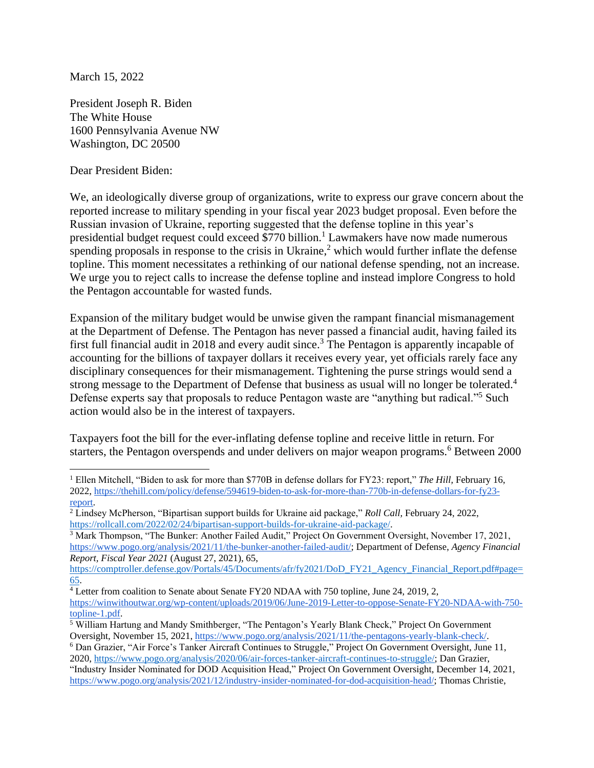March 15, 2022

President Joseph R. Biden
The White House
1600 Pennsylvania Avenue NW
Washington, DC 20500

Dear President Biden:

We, an ideologically diverse group of organizations, write to express our grave concern about the reported increase to military spending in your fiscal year 2023 budget proposal. Even before the Russian invasion of Ukraine, reporting suggested that the defense topline in this year's presidential budget request could exceed $770 billion.[1] Lawmakers have now made numerous spending proposals in response to the crisis in Ukraine,[2] which would further inflate the defense topline. This moment necessitates a rethinking of our national defense spending, not an increase. We urge you to reject calls to increase the defense topline and instead implore Congress to hold the Pentagon accountable for wasted funds.

Expansion of the military budget would be unwise given the rampant financial mismanagement at the Department of Defense. The Pentagon has never passed a financial audit, having failed its first full financial audit in 2018 and every audit since.[3] The Pentagon is apparently incapable of accounting for the billions of taxpayer dollars it receives every year, yet officials rarely face any disciplinary consequences for their mismanagement. Tightening the purse strings would send a strong message to the Department of Defense that business as usual will no longer be tolerated.[4] Defense experts say that proposals to reduce Pentagon waste are "anything but radical."[5] Such action would also be in the interest of taxpayers.

Taxpayers foot the bill for the ever-inflating defense topline and receive little in return. For starters, the Pentagon overspends and under delivers on major weapon programs.[6] Between 2000

---

[1] Ellen Mitchell, "Biden to ask for more than $770B in defense dollars for FY23: report," *The Hill,* February 16, 2022, https://thehill.com/policy/defense/594619-biden-to-ask-for-more-than-770b-in-defense-dollars-for-fy23-report.

[2] Lindsey McPherson, "Bipartisan support builds for Ukraine aid package," *Roll Call,* February 24, 2022, https://rollcall.com/2022/02/24/bipartisan-support-builds-for-ukraine-aid-package/.

[3] Mark Thompson, "The Bunker: Another Failed Audit," Project On Government Oversight, November 17, 2021, https://www.pogo.org/analysis/2021/11/the-bunker-another-failed-audit/; Department of Defense, *Agency Financial Report, Fiscal Year 2021* (August 27, 2021), 65, https://comptroller.defense.gov/Portals/45/Documents/afr/fy2021/DoD_FY21_Agency_Financial_Report.pdf#page=65.

[4] Letter from coalition to Senate about Senate FY20 NDAA with 750 topline, June 24, 2019, 2, https://winwithoutwar.org/wp-content/uploads/2019/06/June-2019-Letter-to-oppose-Senate-FY20-NDAA-with-750-topline-1.pdf.

[5] William Hartung and Mandy Smithberger, "The Pentagon's Yearly Blank Check," Project On Government Oversight, November 15, 2021, https://www.pogo.org/analysis/2021/11/the-pentagons-yearly-blank-check/.

[6] Dan Grazier, "Air Force's Tanker Aircraft Continues to Struggle," Project On Government Oversight, June 11, 2020, https://www.pogo.org/analysis/2020/06/air-forces-tanker-aircraft-continues-to-struggle/; Dan Grazier, "Industry Insider Nominated for DOD Acquisition Head," Project On Government Oversight, December 14, 2021, https://www.pogo.org/analysis/2021/12/industry-insider-nominated-for-dod-acquisition-head/; Thomas Christie,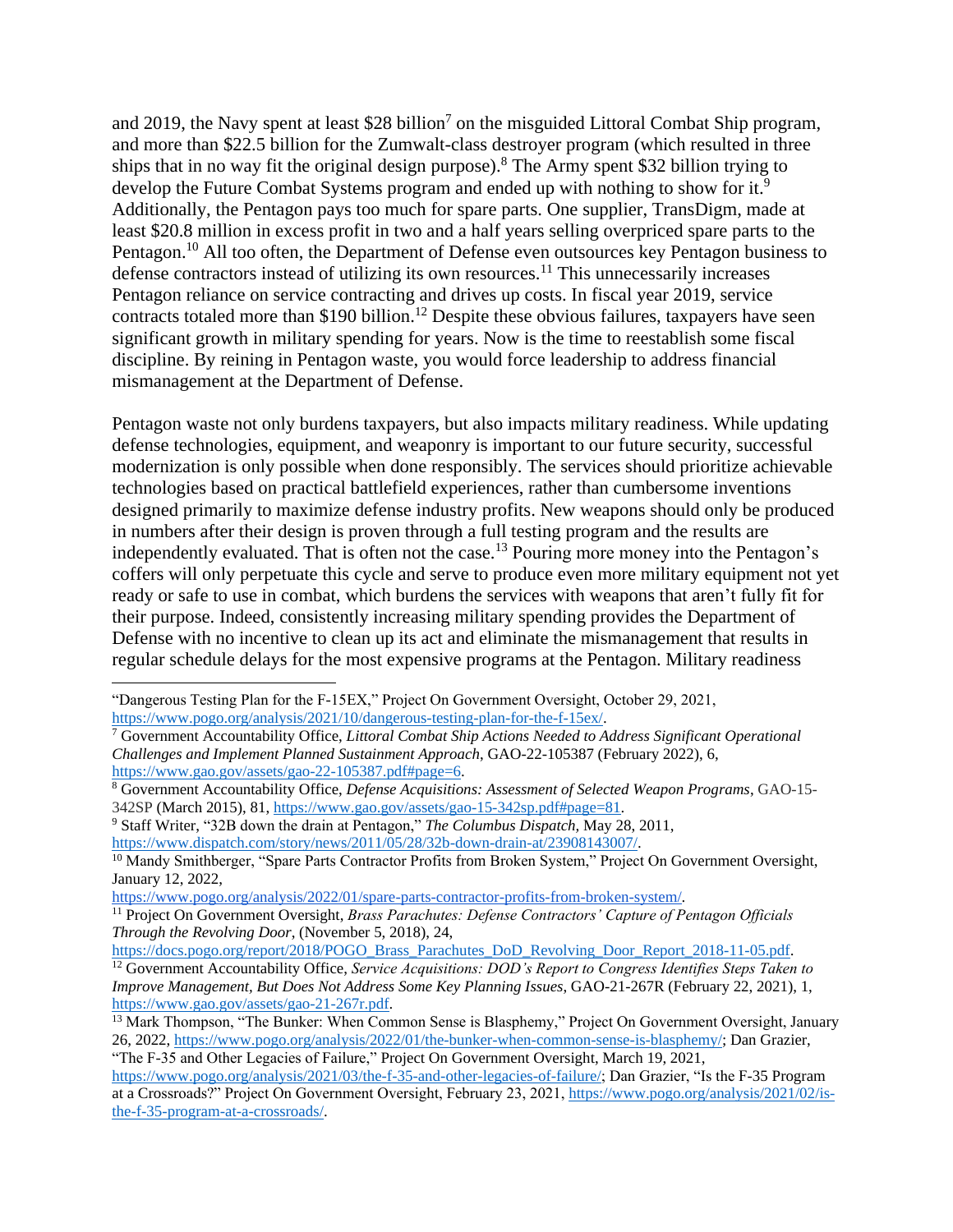and 2019, the Navy spent at least $28 billion[7] on the misguided Littoral Combat Ship program, and more than $22.5 billion for the Zumwalt-class destroyer program (which resulted in three ships that in no way fit the original design purpose).[8] The Army spent $32 billion trying to develop the Future Combat Systems program and ended up with nothing to show for it.[9] Additionally, the Pentagon pays too much for spare parts. One supplier, TransDigm, made at least $20.8 million in excess profit in two and a half years selling overpriced spare parts to the Pentagon.[10] All too often, the Department of Defense even outsources key Pentagon business to defense contractors instead of utilizing its own resources.[11] This unnecessarily increases Pentagon reliance on service contracting and drives up costs. In fiscal year 2019, service contracts totaled more than $190 billion.[12] Despite these obvious failures, taxpayers have seen significant growth in military spending for years. Now is the time to reestablish some fiscal discipline. By reining in Pentagon waste, you would force leadership to address financial mismanagement at the Department of Defense.

Pentagon waste not only burdens taxpayers, but also impacts military readiness. While updating defense technologies, equipment, and weaponry is important to our future security, successful modernization is only possible when done responsibly. The services should prioritize achievable technologies based on practical battlefield experiences, rather than cumbersome inventions designed primarily to maximize defense industry profits. New weapons should only be produced in numbers after their design is proven through a full testing program and the results are independently evaluated. That is often not the case.[13] Pouring more money into the Pentagon's coffers will only perpetuate this cycle and serve to produce even more military equipment not yet ready or safe to use in combat, which burdens the services with weapons that aren't fully fit for their purpose. Indeed, consistently increasing military spending provides the Department of Defense with no incentive to clean up its act and eliminate the mismanagement that results in regular schedule delays for the most expensive programs at the Pentagon. Military readiness

---

"Dangerous Testing Plan for the F-15EX," Project On Government Oversight, October 29, 2021, https://www.pogo.org/analysis/2021/10/dangerous-testing-plan-for-the-f-15ex/.

[7] Government Accountability Office, *Littoral Combat Ship Actions Needed to Address Significant Operational Challenges and Implement Planned Sustainment Approach*, GAO-22-105387 (February 2022), 6, https://www.gao.gov/assets/gao-22-105387.pdf#page=6.

[8] Government Accountability Office, *Defense Acquisitions: Assessment of Selected Weapon Programs*, GAO-15-342SP (March 2015), 81, https://www.gao.gov/assets/gao-15-342sp.pdf#page=81.

[9] Staff Writer, "32B down the drain at Pentagon," *The Columbus Dispatch*, May 28, 2011, https://www.dispatch.com/story/news/2011/05/28/32b-down-drain-at/23908143007/.

[10] Mandy Smithberger, "Spare Parts Contractor Profits from Broken System," Project On Government Oversight, January 12, 2022, https://www.pogo.org/analysis/2022/01/spare-parts-contractor-profits-from-broken-system/.

[11] Project On Government Oversight, *Brass Parachutes: Defense Contractors' Capture of Pentagon Officials Through the Revolving Door*, (November 5, 2018), 24, https://docs.pogo.org/report/2018/POGO_Brass_Parachutes_DoD_Revolving_Door_Report_2018-11-05.pdf.

[12] Government Accountability Office, *Service Acquisitions: DOD's Report to Congress Identifies Steps Taken to Improve Management, But Does Not Address Some Key Planning Issues*, GAO-21-267R (February 22, 2021), 1, https://www.gao.gov/assets/gao-21-267r.pdf.

[13] Mark Thompson, "The Bunker: When Common Sense is Blasphemy," Project On Government Oversight, January 26, 2022, https://www.pogo.org/analysis/2022/01/the-bunker-when-common-sense-is-blasphemy/; Dan Grazier, "The F-35 and Other Legacies of Failure," Project On Government Oversight, March 19, 2021, https://www.pogo.org/analysis/2021/03/the-f-35-and-other-legacies-of-failure/; Dan Grazier, "Is the F-35 Program at a Crossroads?" Project On Government Oversight, February 23, 2021, https://www.pogo.org/analysis/2021/02/is-the-f-35-program-at-a-crossroads/.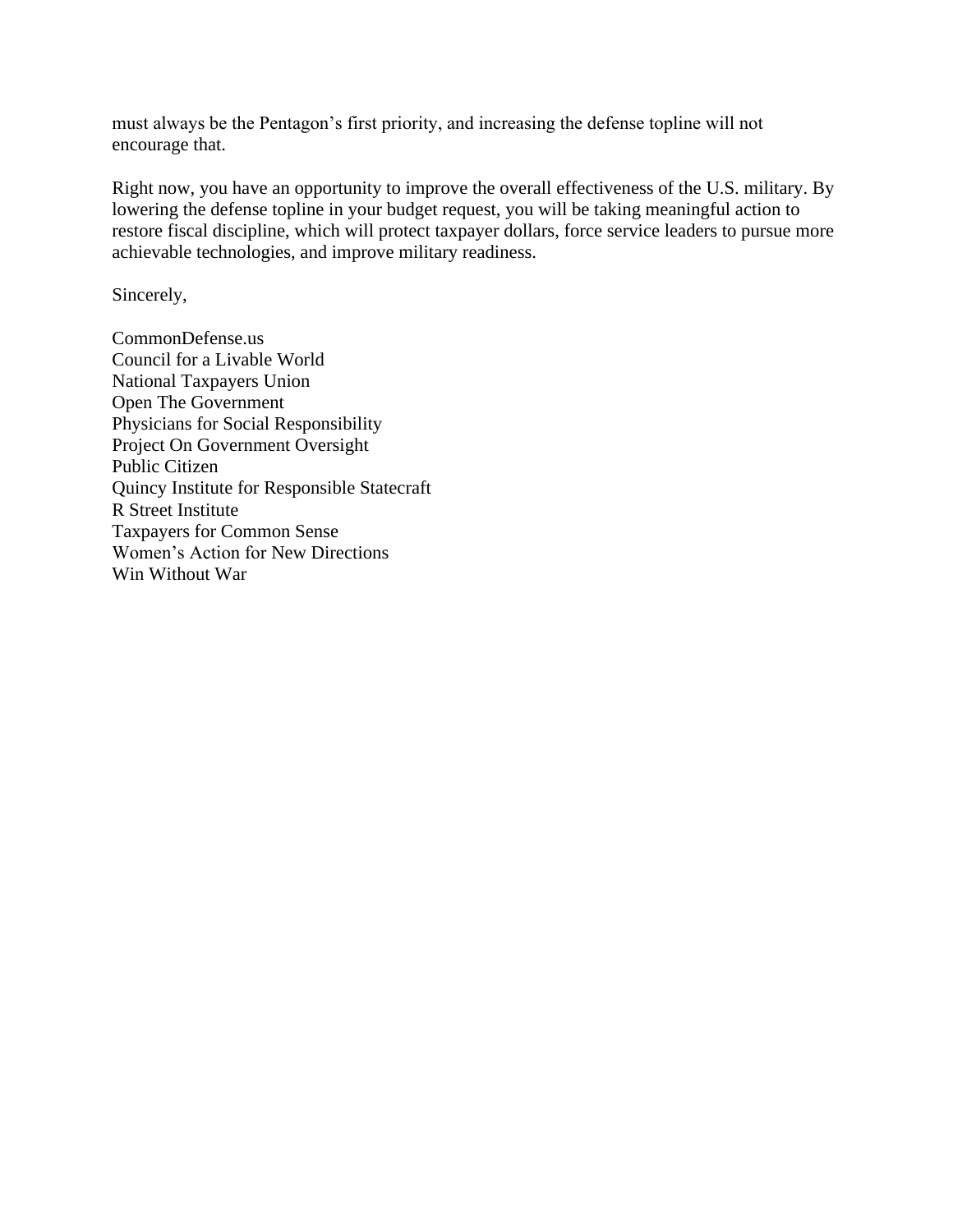must always be the Pentagon's first priority, and increasing the defense topline will not encourage that.

Right now, you have an opportunity to improve the overall effectiveness of the U.S. military. By lowering the defense topline in your budget request, you will be taking meaningful action to restore fiscal discipline, which will protect taxpayer dollars, force service leaders to pursue more achievable technologies, and improve military readiness.

Sincerely,

CommonDefense.us  
Council for a Livable World  
National Taxpayers Union  
Open The Government  
Physicians for Social Responsibility  
Project On Government Oversight  
Public Citizen  
Quincy Institute for Responsible Statecraft  
R Street Institute  
Taxpayers for Common Sense  
Women's Action for New Directions  
Win Without War